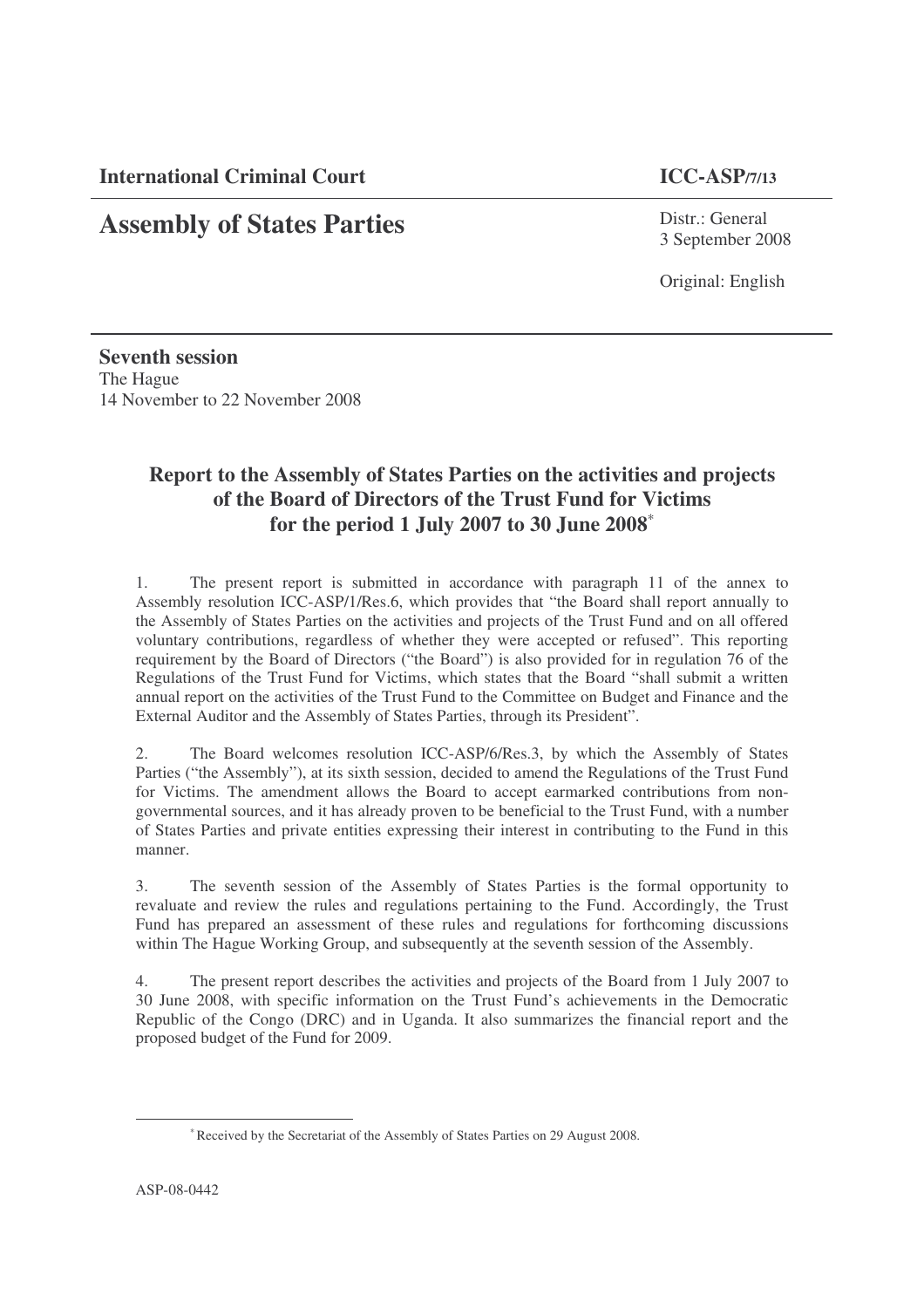**International Criminal Court** **ICC-ASP/7/13**

# Assembly of States Parties

Distr.: General
3 September 2008

Original: English

**Seventh session**
The Hague
14 November to 22 November 2008

## Report to the Assembly of States Parties on the activities and projects of the Board of Directors of the Trust Fund for Victims for the period 1 July 2007 to 30 June 2008[*]

1. The present report is submitted in accordance with paragraph 11 of the annex to Assembly resolution ICC-ASP/1/Res.6, which provides that "the Board shall report annually to the Assembly of States Parties on the activities and projects of the Trust Fund and on all offered voluntary contributions, regardless of whether they were accepted or refused". This reporting requirement by the Board of Directors ("the Board") is also provided for in regulation 76 of the Regulations of the Trust Fund for Victims, which states that the Board "shall submit a written annual report on the activities of the Trust Fund to the Committee on Budget and Finance and the External Auditor and the Assembly of States Parties, through its President".

2. The Board welcomes resolution ICC-ASP/6/Res.3, by which the Assembly of States Parties ("the Assembly"), at its sixth session, decided to amend the Regulations of the Trust Fund for Victims. The amendment allows the Board to accept earmarked contributions from non-governmental sources, and it has already proven to be beneficial to the Trust Fund, with a number of States Parties and private entities expressing their interest in contributing to the Fund in this manner.

3. The seventh session of the Assembly of States Parties is the formal opportunity to revaluate and review the rules and regulations pertaining to the Fund. Accordingly, the Trust Fund has prepared an assessment of these rules and regulations for forthcoming discussions within The Hague Working Group, and subsequently at the seventh session of the Assembly.

4. The present report describes the activities and projects of the Board from 1 July 2007 to 30 June 2008, with specific information on the Trust Fund's achievements in the Democratic Republic of the Congo (DRC) and in Uganda. It also summarizes the financial report and the proposed budget of the Fund for 2009.

[*] Received by the Secretariat of the Assembly of States Parties on 29 August 2008.

ASP-08-0442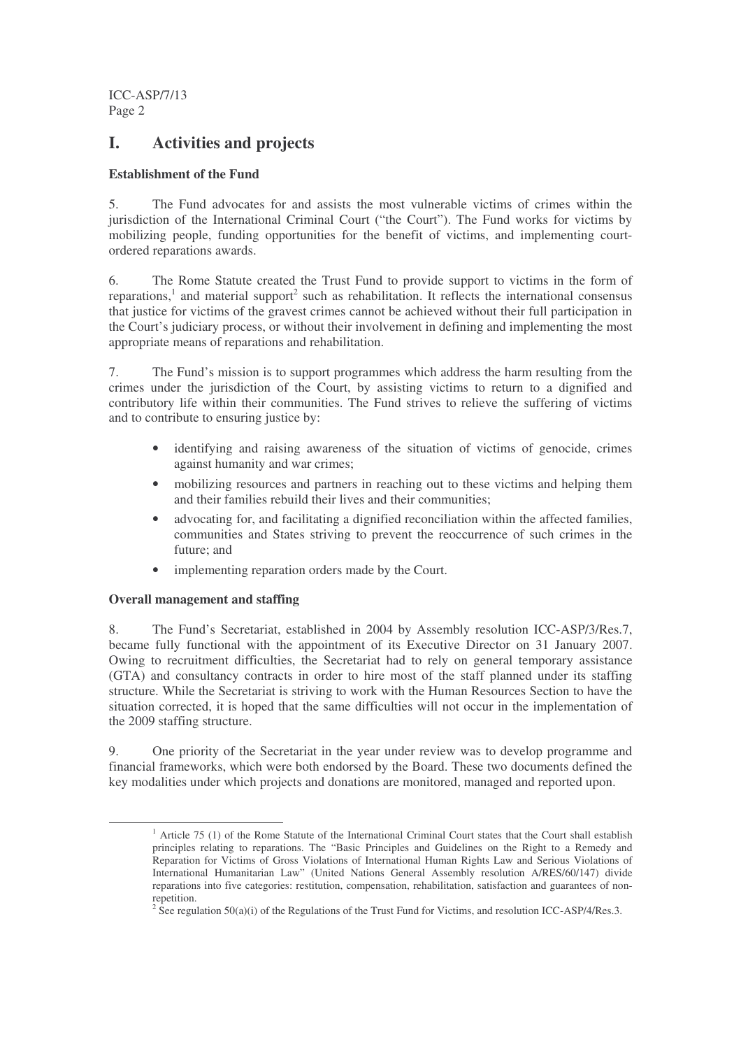# I. Activities and projects

**Establishment of the Fund**

5. The Fund advocates for and assists the most vulnerable victims of crimes within the jurisdiction of the International Criminal Court ("the Court"). The Fund works for victims by mobilizing people, funding opportunities for the benefit of victims, and implementing court-ordered reparations awards.

6. The Rome Statute created the Trust Fund to provide support to victims in the form of reparations,[1] and material support[2] such as rehabilitation. It reflects the international consensus that justice for victims of the gravest crimes cannot be achieved without their full participation in the Court's judiciary process, or without their involvement in defining and implementing the most appropriate means of reparations and rehabilitation.

7. The Fund's mission is to support programmes which address the harm resulting from the crimes under the jurisdiction of the Court, by assisting victims to return to a dignified and contributory life within their communities. The Fund strives to relieve the suffering of victims and to contribute to ensuring justice by:

- identifying and raising awareness of the situation of victims of genocide, crimes against humanity and war crimes;
- mobilizing resources and partners in reaching out to these victims and helping them and their families rebuild their lives and their communities;
- advocating for, and facilitating a dignified reconciliation within the affected families, communities and States striving to prevent the reoccurrence of such crimes in the future; and
- implementing reparation orders made by the Court.

**Overall management and staffing**

8. The Fund's Secretariat, established in 2004 by Assembly resolution ICC-ASP/3/Res.7, became fully functional with the appointment of its Executive Director on 31 January 2007. Owing to recruitment difficulties, the Secretariat had to rely on general temporary assistance (GTA) and consultancy contracts in order to hire most of the staff planned under its staffing structure. While the Secretariat is striving to work with the Human Resources Section to have the situation corrected, it is hoped that the same difficulties will not occur in the implementation of the 2009 staffing structure.

9. One priority of the Secretariat in the year under review was to develop programme and financial frameworks, which were both endorsed by the Board. These two documents defined the key modalities under which projects and donations are monitored, managed and reported upon.

---

[1] Article 75 (1) of the Rome Statute of the International Criminal Court states that the Court shall establish principles relating to reparations. The "Basic Principles and Guidelines on the Right to a Remedy and Reparation for Victims of Gross Violations of International Human Rights Law and Serious Violations of International Humanitarian Law" (United Nations General Assembly resolution A/RES/60/147) divide reparations into five categories: restitution, compensation, rehabilitation, satisfaction and guarantees of non-repetition.

[2] See regulation 50(a)(i) of the Regulations of the Trust Fund for Victims, and resolution ICC-ASP/4/Res.3.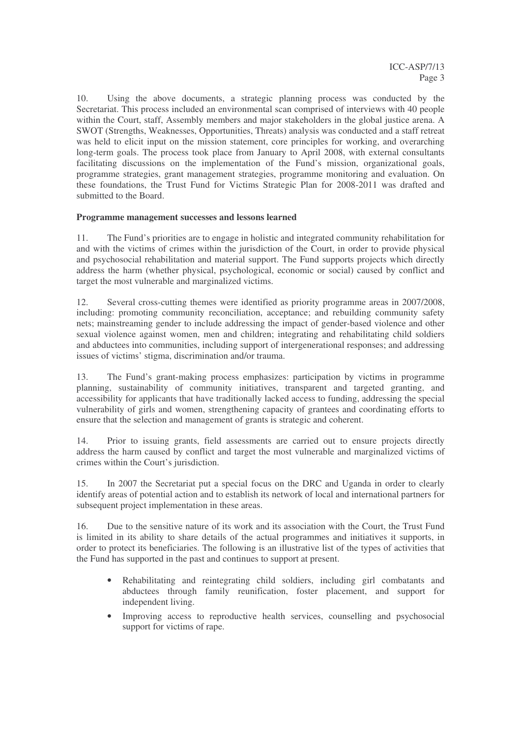10. Using the above documents, a strategic planning process was conducted by the Secretariat. This process included an environmental scan comprised of interviews with 40 people within the Court, staff, Assembly members and major stakeholders in the global justice arena. A SWOT (Strengths, Weaknesses, Opportunities, Threats) analysis was conducted and a staff retreat was held to elicit input on the mission statement, core principles for working, and overarching long-term goals. The process took place from January to April 2008, with external consultants facilitating discussions on the implementation of the Fund's mission, organizational goals, programme strategies, grant management strategies, programme monitoring and evaluation. On these foundations, the Trust Fund for Victims Strategic Plan for 2008-2011 was drafted and submitted to the Board.

**Programme management successes and lessons learned**

11. The Fund's priorities are to engage in holistic and integrated community rehabilitation for and with the victims of crimes within the jurisdiction of the Court, in order to provide physical and psychosocial rehabilitation and material support. The Fund supports projects which directly address the harm (whether physical, psychological, economic or social) caused by conflict and target the most vulnerable and marginalized victims.

12. Several cross-cutting themes were identified as priority programme areas in 2007/2008, including: promoting community reconciliation, acceptance; and rebuilding community safety nets; mainstreaming gender to include addressing the impact of gender-based violence and other sexual violence against women, men and children; integrating and rehabilitating child soldiers and abductees into communities, including support of intergenerational responses; and addressing issues of victims' stigma, discrimination and/or trauma.

13. The Fund's grant-making process emphasizes: participation by victims in programme planning, sustainability of community initiatives, transparent and targeted granting, and accessibility for applicants that have traditionally lacked access to funding, addressing the special vulnerability of girls and women, strengthening capacity of grantees and coordinating efforts to ensure that the selection and management of grants is strategic and coherent.

14. Prior to issuing grants, field assessments are carried out to ensure projects directly address the harm caused by conflict and target the most vulnerable and marginalized victims of crimes within the Court's jurisdiction.

15. In 2007 the Secretariat put a special focus on the DRC and Uganda in order to clearly identify areas of potential action and to establish its network of local and international partners for subsequent project implementation in these areas.

16. Due to the sensitive nature of its work and its association with the Court, the Trust Fund is limited in its ability to share details of the actual programmes and initiatives it supports, in order to protect its beneficiaries. The following is an illustrative list of the types of activities that the Fund has supported in the past and continues to support at present.

- Rehabilitating and reintegrating child soldiers, including girl combatants and abductees through family reunification, foster placement, and support for independent living.
- Improving access to reproductive health services, counselling and psychosocial support for victims of rape.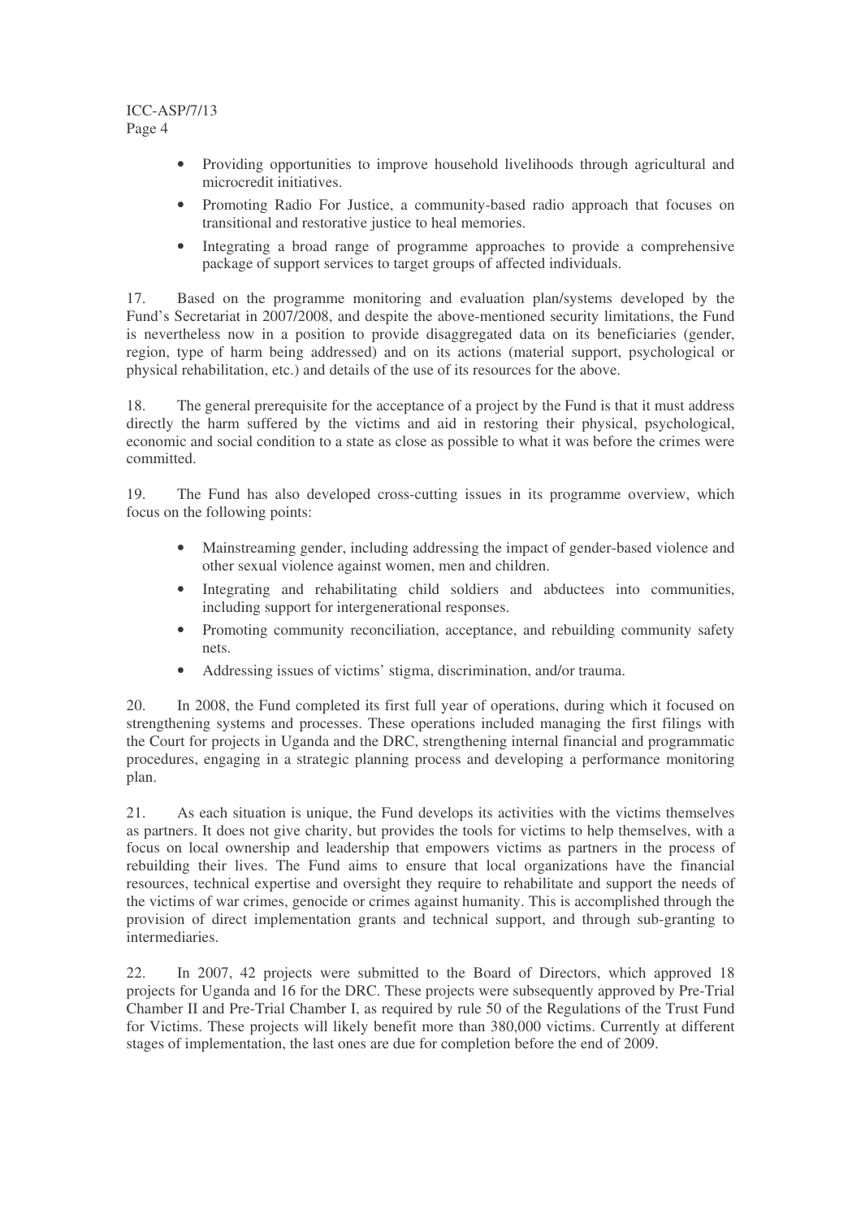- Providing opportunities to improve household livelihoods through agricultural and microcredit initiatives.
- Promoting Radio For Justice, a community-based radio approach that focuses on transitional and restorative justice to heal memories.
- Integrating a broad range of programme approaches to provide a comprehensive package of support services to target groups of affected individuals.

17. Based on the programme monitoring and evaluation plan/systems developed by the Fund's Secretariat in 2007/2008, and despite the above-mentioned security limitations, the Fund is nevertheless now in a position to provide disaggregated data on its beneficiaries (gender, region, type of harm being addressed) and on its actions (material support, psychological or physical rehabilitation, etc.) and details of the use of its resources for the above.

18. The general prerequisite for the acceptance of a project by the Fund is that it must address directly the harm suffered by the victims and aid in restoring their physical, psychological, economic and social condition to a state as close as possible to what it was before the crimes were committed.

19. The Fund has also developed cross-cutting issues in its programme overview, which focus on the following points:

- Mainstreaming gender, including addressing the impact of gender-based violence and other sexual violence against women, men and children.
- Integrating and rehabilitating child soldiers and abductees into communities, including support for intergenerational responses.
- Promoting community reconciliation, acceptance, and rebuilding community safety nets.
- Addressing issues of victims' stigma, discrimination, and/or trauma.

20. In 2008, the Fund completed its first full year of operations, during which it focused on strengthening systems and processes. These operations included managing the first filings with the Court for projects in Uganda and the DRC, strengthening internal financial and programmatic procedures, engaging in a strategic planning process and developing a performance monitoring plan.

21. As each situation is unique, the Fund develops its activities with the victims themselves as partners. It does not give charity, but provides the tools for victims to help themselves, with a focus on local ownership and leadership that empowers victims as partners in the process of rebuilding their lives. The Fund aims to ensure that local organizations have the financial resources, technical expertise and oversight they require to rehabilitate and support the needs of the victims of war crimes, genocide or crimes against humanity. This is accomplished through the provision of direct implementation grants and technical support, and through sub-granting to intermediaries.

22. In 2007, 42 projects were submitted to the Board of Directors, which approved 18 projects for Uganda and 16 for the DRC. These projects were subsequently approved by Pre-Trial Chamber II and Pre-Trial Chamber I, as required by rule 50 of the Regulations of the Trust Fund for Victims. These projects will likely benefit more than 380,000 victims. Currently at different stages of implementation, the last ones are due for completion before the end of 2009.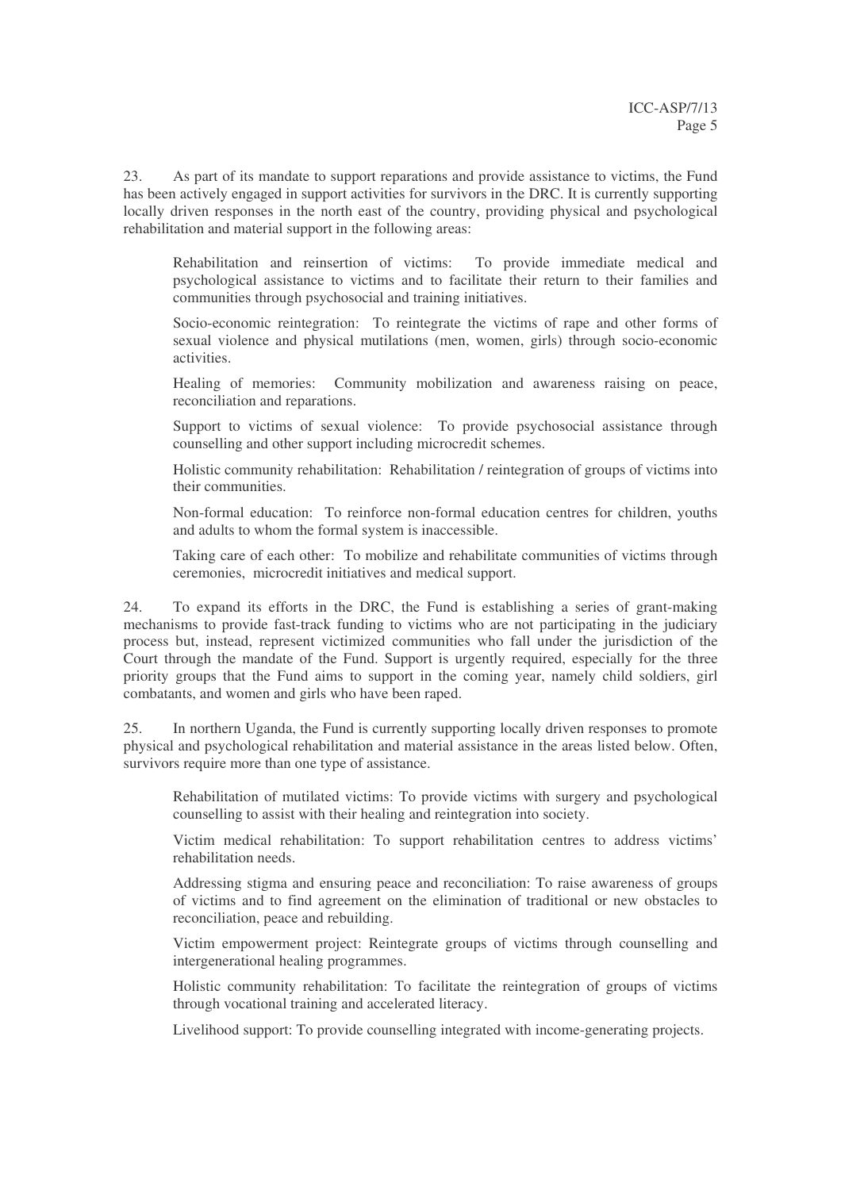23. As part of its mandate to support reparations and provide assistance to victims, the Fund has been actively engaged in support activities for survivors in the DRC. It is currently supporting locally driven responses in the north east of the country, providing physical and psychological rehabilitation and material support in the following areas:

Rehabilitation and reinsertion of victims: To provide immediate medical and psychological assistance to victims and to facilitate their return to their families and communities through psychosocial and training initiatives.

Socio-economic reintegration: To reintegrate the victims of rape and other forms of sexual violence and physical mutilations (men, women, girls) through socio-economic activities.

Healing of memories: Community mobilization and awareness raising on peace, reconciliation and reparations.

Support to victims of sexual violence: To provide psychosocial assistance through counselling and other support including microcredit schemes.

Holistic community rehabilitation: Rehabilitation / reintegration of groups of victims into their communities.

Non-formal education: To reinforce non-formal education centres for children, youths and adults to whom the formal system is inaccessible.

Taking care of each other: To mobilize and rehabilitate communities of victims through ceremonies, microcredit initiatives and medical support.

24. To expand its efforts in the DRC, the Fund is establishing a series of grant-making mechanisms to provide fast-track funding to victims who are not participating in the judiciary process but, instead, represent victimized communities who fall under the jurisdiction of the Court through the mandate of the Fund. Support is urgently required, especially for the three priority groups that the Fund aims to support in the coming year, namely child soldiers, girl combatants, and women and girls who have been raped.

25. In northern Uganda, the Fund is currently supporting locally driven responses to promote physical and psychological rehabilitation and material assistance in the areas listed below. Often, survivors require more than one type of assistance.

Rehabilitation of mutilated victims: To provide victims with surgery and psychological counselling to assist with their healing and reintegration into society.

Victim medical rehabilitation: To support rehabilitation centres to address victims' rehabilitation needs.

Addressing stigma and ensuring peace and reconciliation: To raise awareness of groups of victims and to find agreement on the elimination of traditional or new obstacles to reconciliation, peace and rebuilding.

Victim empowerment project: Reintegrate groups of victims through counselling and intergenerational healing programmes.

Holistic community rehabilitation: To facilitate the reintegration of groups of victims through vocational training and accelerated literacy.

Livelihood support: To provide counselling integrated with income-generating projects.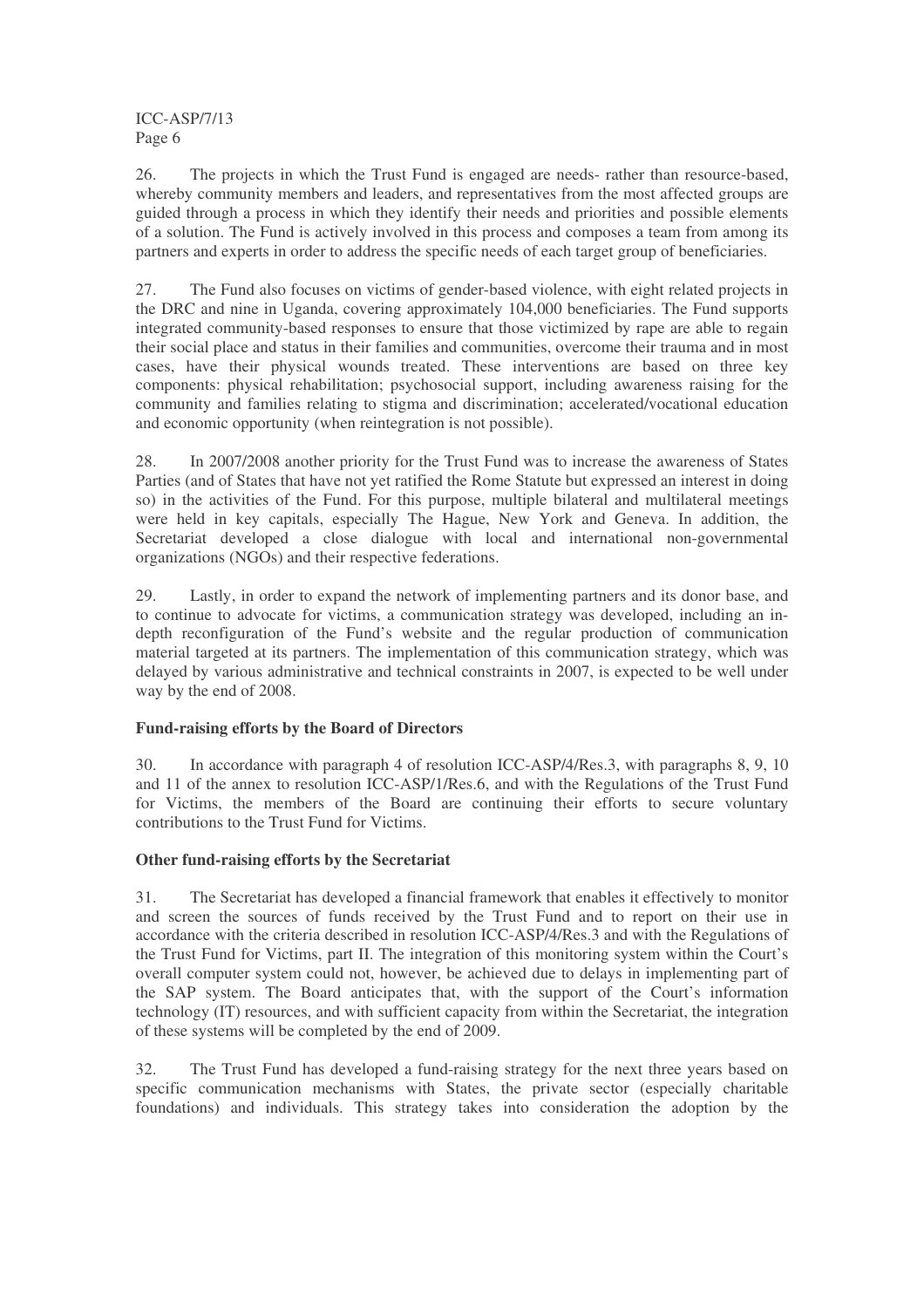26. The projects in which the Trust Fund is engaged are needs- rather than resource-based, whereby community members and leaders, and representatives from the most affected groups are guided through a process in which they identify their needs and priorities and possible elements of a solution. The Fund is actively involved in this process and composes a team from among its partners and experts in order to address the specific needs of each target group of beneficiaries.

27. The Fund also focuses on victims of gender-based violence, with eight related projects in the DRC and nine in Uganda, covering approximately 104,000 beneficiaries. The Fund supports integrated community-based responses to ensure that those victimized by rape are able to regain their social place and status in their families and communities, overcome their trauma and in most cases, have their physical wounds treated. These interventions are based on three key components: physical rehabilitation; psychosocial support, including awareness raising for the community and families relating to stigma and discrimination; accelerated/vocational education and economic opportunity (when reintegration is not possible).

28. In 2007/2008 another priority for the Trust Fund was to increase the awareness of States Parties (and of States that have not yet ratified the Rome Statute but expressed an interest in doing so) in the activities of the Fund. For this purpose, multiple bilateral and multilateral meetings were held in key capitals, especially The Hague, New York and Geneva. In addition, the Secretariat developed a close dialogue with local and international non-governmental organizations (NGOs) and their respective federations.

29. Lastly, in order to expand the network of implementing partners and its donor base, and to continue to advocate for victims, a communication strategy was developed, including an in-depth reconfiguration of the Fund's website and the regular production of communication material targeted at its partners. The implementation of this communication strategy, which was delayed by various administrative and technical constraints in 2007, is expected to be well under way by the end of 2008.

**Fund-raising efforts by the Board of Directors**

30. In accordance with paragraph 4 of resolution ICC-ASP/4/Res.3, with paragraphs 8, 9, 10 and 11 of the annex to resolution ICC-ASP/1/Res.6, and with the Regulations of the Trust Fund for Victims, the members of the Board are continuing their efforts to secure voluntary contributions to the Trust Fund for Victims.

**Other fund-raising efforts by the Secretariat**

31. The Secretariat has developed a financial framework that enables it effectively to monitor and screen the sources of funds received by the Trust Fund and to report on their use in accordance with the criteria described in resolution ICC-ASP/4/Res.3 and with the Regulations of the Trust Fund for Victims, part II. The integration of this monitoring system within the Court's overall computer system could not, however, be achieved due to delays in implementing part of the SAP system. The Board anticipates that, with the support of the Court's information technology (IT) resources, and with sufficient capacity from within the Secretariat, the integration of these systems will be completed by the end of 2009.

32. The Trust Fund has developed a fund-raising strategy for the next three years based on specific communication mechanisms with States, the private sector (especially charitable foundations) and individuals. This strategy takes into consideration the adoption by the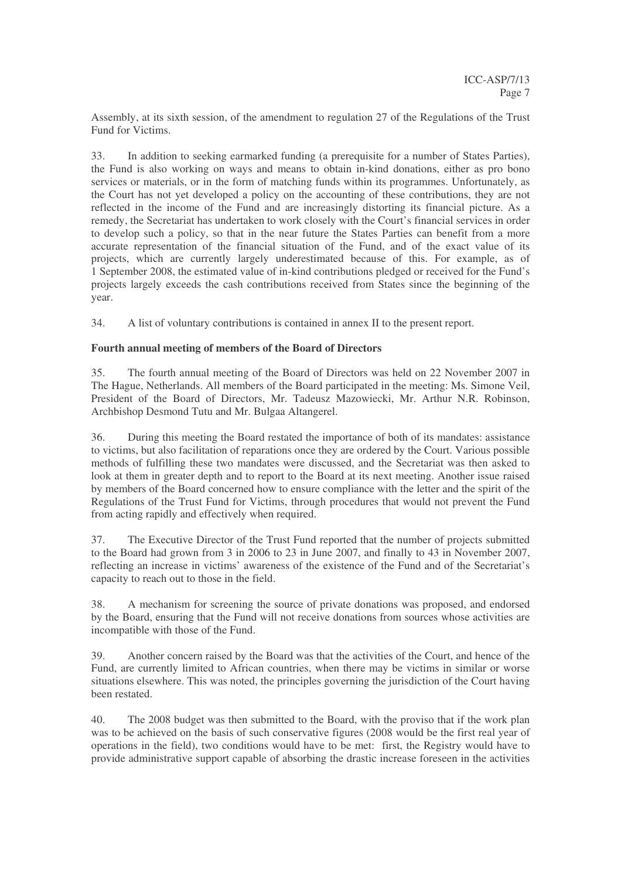Assembly, at its sixth session, of the amendment to regulation 27 of the Regulations of the Trust Fund for Victims.

33. In addition to seeking earmarked funding (a prerequisite for a number of States Parties), the Fund is also working on ways and means to obtain in-kind donations, either as pro bono services or materials, or in the form of matching funds within its programmes. Unfortunately, as the Court has not yet developed a policy on the accounting of these contributions, they are not reflected in the income of the Fund and are increasingly distorting its financial picture. As a remedy, the Secretariat has undertaken to work closely with the Court's financial services in order to develop such a policy, so that in the near future the States Parties can benefit from a more accurate representation of the financial situation of the Fund, and of the exact value of its projects, which are currently largely underestimated because of this. For example, as of 1 September 2008, the estimated value of in-kind contributions pledged or received for the Fund's projects largely exceeds the cash contributions received from States since the beginning of the year.

34. A list of voluntary contributions is contained in annex II to the present report.

**Fourth annual meeting of members of the Board of Directors**

35. The fourth annual meeting of the Board of Directors was held on 22 November 2007 in The Hague, Netherlands. All members of the Board participated in the meeting: Ms. Simone Veil, President of the Board of Directors, Mr. Tadeusz Mazowiecki, Mr. Arthur N.R. Robinson, Archbishop Desmond Tutu and Mr. Bulgaa Altangerel.

36. During this meeting the Board restated the importance of both of its mandates: assistance to victims, but also facilitation of reparations once they are ordered by the Court. Various possible methods of fulfilling these two mandates were discussed, and the Secretariat was then asked to look at them in greater depth and to report to the Board at its next meeting. Another issue raised by members of the Board concerned how to ensure compliance with the letter and the spirit of the Regulations of the Trust Fund for Victims, through procedures that would not prevent the Fund from acting rapidly and effectively when required.

37. The Executive Director of the Trust Fund reported that the number of projects submitted to the Board had grown from 3 in 2006 to 23 in June 2007, and finally to 43 in November 2007, reflecting an increase in victims' awareness of the existence of the Fund and of the Secretariat's capacity to reach out to those in the field.

38. A mechanism for screening the source of private donations was proposed, and endorsed by the Board, ensuring that the Fund will not receive donations from sources whose activities are incompatible with those of the Fund.

39. Another concern raised by the Board was that the activities of the Court, and hence of the Fund, are currently limited to African countries, when there may be victims in similar or worse situations elsewhere. This was noted, the principles governing the jurisdiction of the Court having been restated.

40. The 2008 budget was then submitted to the Board, with the proviso that if the work plan was to be achieved on the basis of such conservative figures (2008 would be the first real year of operations in the field), two conditions would have to be met: first, the Registry would have to provide administrative support capable of absorbing the drastic increase foreseen in the activities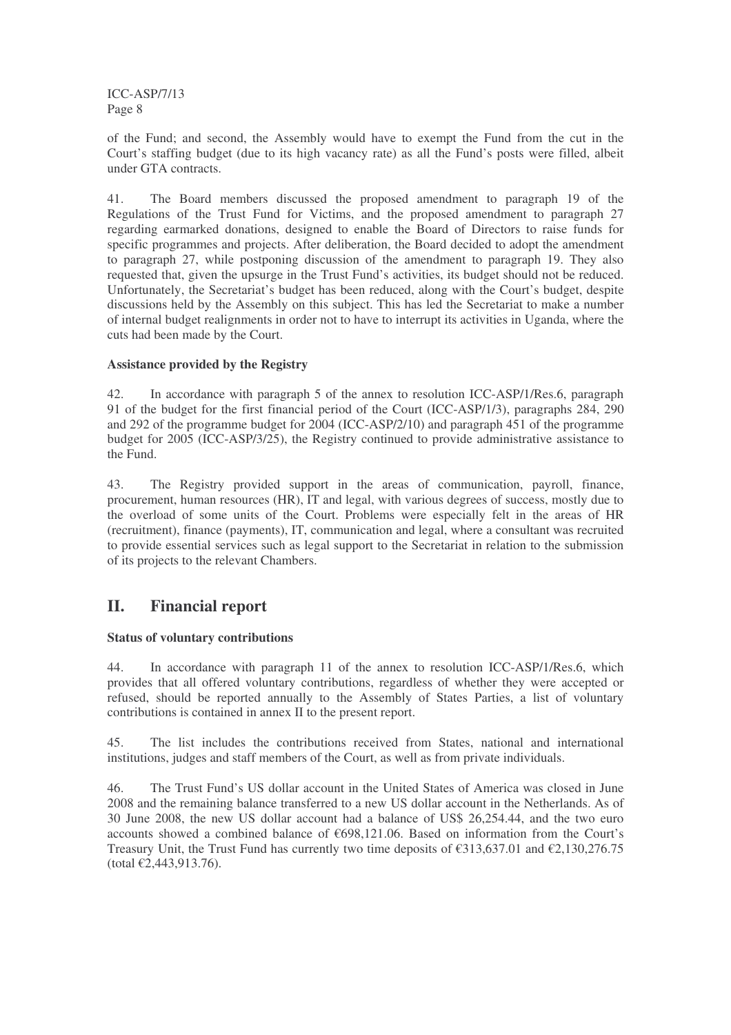of the Fund; and second, the Assembly would have to exempt the Fund from the cut in the Court's staffing budget (due to its high vacancy rate) as all the Fund's posts were filled, albeit under GTA contracts.

41. The Board members discussed the proposed amendment to paragraph 19 of the Regulations of the Trust Fund for Victims, and the proposed amendment to paragraph 27 regarding earmarked donations, designed to enable the Board of Directors to raise funds for specific programmes and projects. After deliberation, the Board decided to adopt the amendment to paragraph 27, while postponing discussion of the amendment to paragraph 19. They also requested that, given the upsurge in the Trust Fund's activities, its budget should not be reduced. Unfortunately, the Secretariat's budget has been reduced, along with the Court's budget, despite discussions held by the Assembly on this subject. This has led the Secretariat to make a number of internal budget realignments in order not to have to interrupt its activities in Uganda, where the cuts had been made by the Court.

**Assistance provided by the Registry**

42. In accordance with paragraph 5 of the annex to resolution ICC-ASP/1/Res.6, paragraph 91 of the budget for the first financial period of the Court (ICC-ASP/1/3), paragraphs 284, 290 and 292 of the programme budget for 2004 (ICC-ASP/2/10) and paragraph 451 of the programme budget for 2005 (ICC-ASP/3/25), the Registry continued to provide administrative assistance to the Fund.

43. The Registry provided support in the areas of communication, payroll, finance, procurement, human resources (HR), IT and legal, with various degrees of success, mostly due to the overload of some units of the Court. Problems were especially felt in the areas of HR (recruitment), finance (payments), IT, communication and legal, where a consultant was recruited to provide essential services such as legal support to the Secretariat in relation to the submission of its projects to the relevant Chambers.

## II. Financial report

**Status of voluntary contributions**

44. In accordance with paragraph 11 of the annex to resolution ICC-ASP/1/Res.6, which provides that all offered voluntary contributions, regardless of whether they were accepted or refused, should be reported annually to the Assembly of States Parties, a list of voluntary contributions is contained in annex II to the present report.

45. The list includes the contributions received from States, national and international institutions, judges and staff members of the Court, as well as from private individuals.

46. The Trust Fund's US dollar account in the United States of America was closed in June 2008 and the remaining balance transferred to a new US dollar account in the Netherlands. As of 30 June 2008, the new US dollar account had a balance of US$ 26,254.44, and the two euro accounts showed a combined balance of €698,121.06. Based on information from the Court's Treasury Unit, the Trust Fund has currently two time deposits of €313,637.01 and €2,130,276.75 (total €2,443,913.76).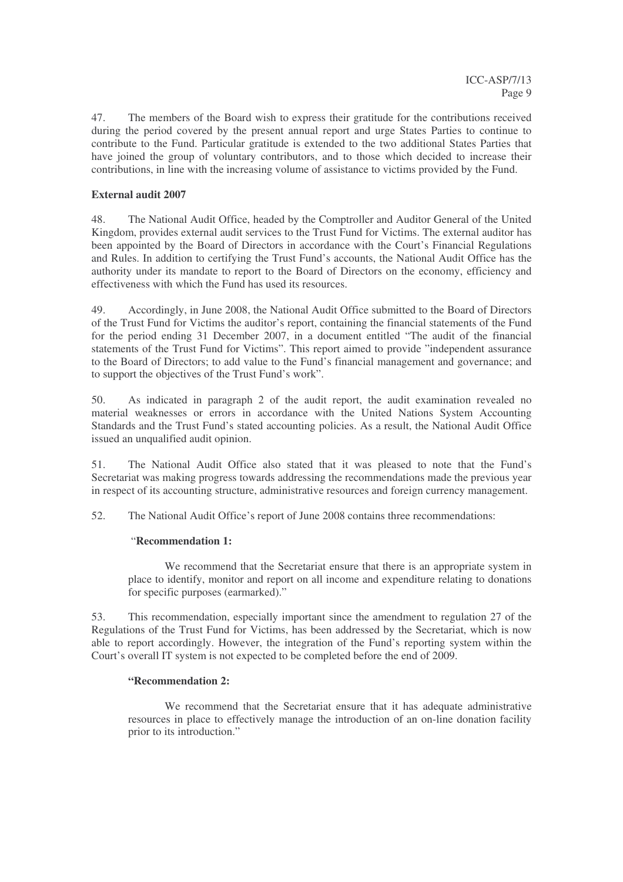47. The members of the Board wish to express their gratitude for the contributions received during the period covered by the present annual report and urge States Parties to continue to contribute to the Fund. Particular gratitude is extended to the two additional States Parties that have joined the group of voluntary contributors, and to those which decided to increase their contributions, in line with the increasing volume of assistance to victims provided by the Fund.

**External audit 2007**

48. The National Audit Office, headed by the Comptroller and Auditor General of the United Kingdom, provides external audit services to the Trust Fund for Victims. The external auditor has been appointed by the Board of Directors in accordance with the Court's Financial Regulations and Rules. In addition to certifying the Trust Fund's accounts, the National Audit Office has the authority under its mandate to report to the Board of Directors on the economy, efficiency and effectiveness with which the Fund has used its resources.

49. Accordingly, in June 2008, the National Audit Office submitted to the Board of Directors of the Trust Fund for Victims the auditor's report, containing the financial statements of the Fund for the period ending 31 December 2007, in a document entitled "The audit of the financial statements of the Trust Fund for Victims". This report aimed to provide "independent assurance to the Board of Directors; to add value to the Fund's financial management and governance; and to support the objectives of the Trust Fund's work".

50. As indicated in paragraph 2 of the audit report, the audit examination revealed no material weaknesses or errors in accordance with the United Nations System Accounting Standards and the Trust Fund's stated accounting policies. As a result, the National Audit Office issued an unqualified audit opinion.

51. The National Audit Office also stated that it was pleased to note that the Fund's Secretariat was making progress towards addressing the recommendations made the previous year in respect of its accounting structure, administrative resources and foreign currency management.

52. The National Audit Office's report of June 2008 contains three recommendations:

> "**Recommendation 1:**
>
> We recommend that the Secretariat ensure that there is an appropriate system in place to identify, monitor and report on all income and expenditure relating to donations for specific purposes (earmarked)."

53. This recommendation, especially important since the amendment to regulation 27 of the Regulations of the Trust Fund for Victims, has been addressed by the Secretariat, which is now able to report accordingly. However, the integration of the Fund's reporting system within the Court's overall IT system is not expected to be completed before the end of 2009.

> **"Recommendation 2:**
>
> We recommend that the Secretariat ensure that it has adequate administrative resources in place to effectively manage the introduction of an on-line donation facility prior to its introduction."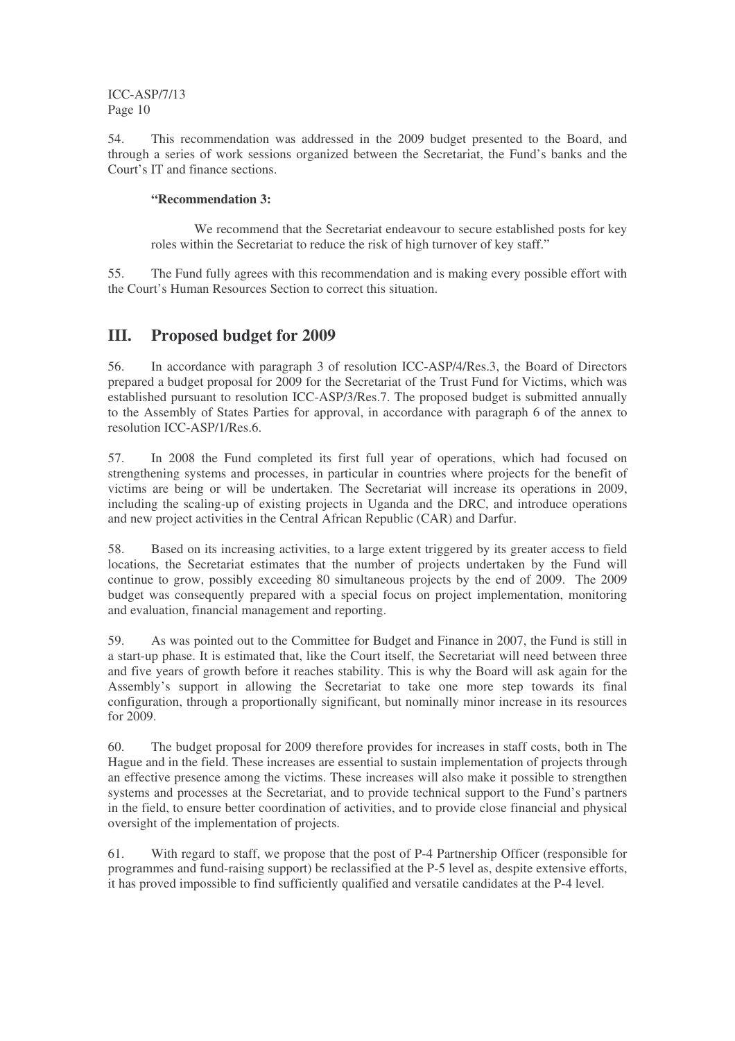54. This recommendation was addressed in the 2009 budget presented to the Board, and through a series of work sessions organized between the Secretariat, the Fund's banks and the Court's IT and finance sections.

> **"Recommendation 3:**
>
> We recommend that the Secretariat endeavour to secure established posts for key roles within the Secretariat to reduce the risk of high turnover of key staff."

55. The Fund fully agrees with this recommendation and is making every possible effort with the Court's Human Resources Section to correct this situation.

## III. Proposed budget for 2009

56. In accordance with paragraph 3 of resolution ICC-ASP/4/Res.3, the Board of Directors prepared a budget proposal for 2009 for the Secretariat of the Trust Fund for Victims, which was established pursuant to resolution ICC-ASP/3/Res.7. The proposed budget is submitted annually to the Assembly of States Parties for approval, in accordance with paragraph 6 of the annex to resolution ICC-ASP/1/Res.6.

57. In 2008 the Fund completed its first full year of operations, which had focused on strengthening systems and processes, in particular in countries where projects for the benefit of victims are being or will be undertaken. The Secretariat will increase its operations in 2009, including the scaling-up of existing projects in Uganda and the DRC, and introduce operations and new project activities in the Central African Republic (CAR) and Darfur.

58. Based on its increasing activities, to a large extent triggered by its greater access to field locations, the Secretariat estimates that the number of projects undertaken by the Fund will continue to grow, possibly exceeding 80 simultaneous projects by the end of 2009. The 2009 budget was consequently prepared with a special focus on project implementation, monitoring and evaluation, financial management and reporting.

59. As was pointed out to the Committee for Budget and Finance in 2007, the Fund is still in a start-up phase. It is estimated that, like the Court itself, the Secretariat will need between three and five years of growth before it reaches stability. This is why the Board will ask again for the Assembly's support in allowing the Secretariat to take one more step towards its final configuration, through a proportionally significant, but nominally minor increase in its resources for 2009.

60. The budget proposal for 2009 therefore provides for increases in staff costs, both in The Hague and in the field. These increases are essential to sustain implementation of projects through an effective presence among the victims. These increases will also make it possible to strengthen systems and processes at the Secretariat, and to provide technical support to the Fund's partners in the field, to ensure better coordination of activities, and to provide close financial and physical oversight of the implementation of projects.

61. With regard to staff, we propose that the post of P-4 Partnership Officer (responsible for programmes and fund-raising support) be reclassified at the P-5 level as, despite extensive efforts, it has proved impossible to find sufficiently qualified and versatile candidates at the P-4 level.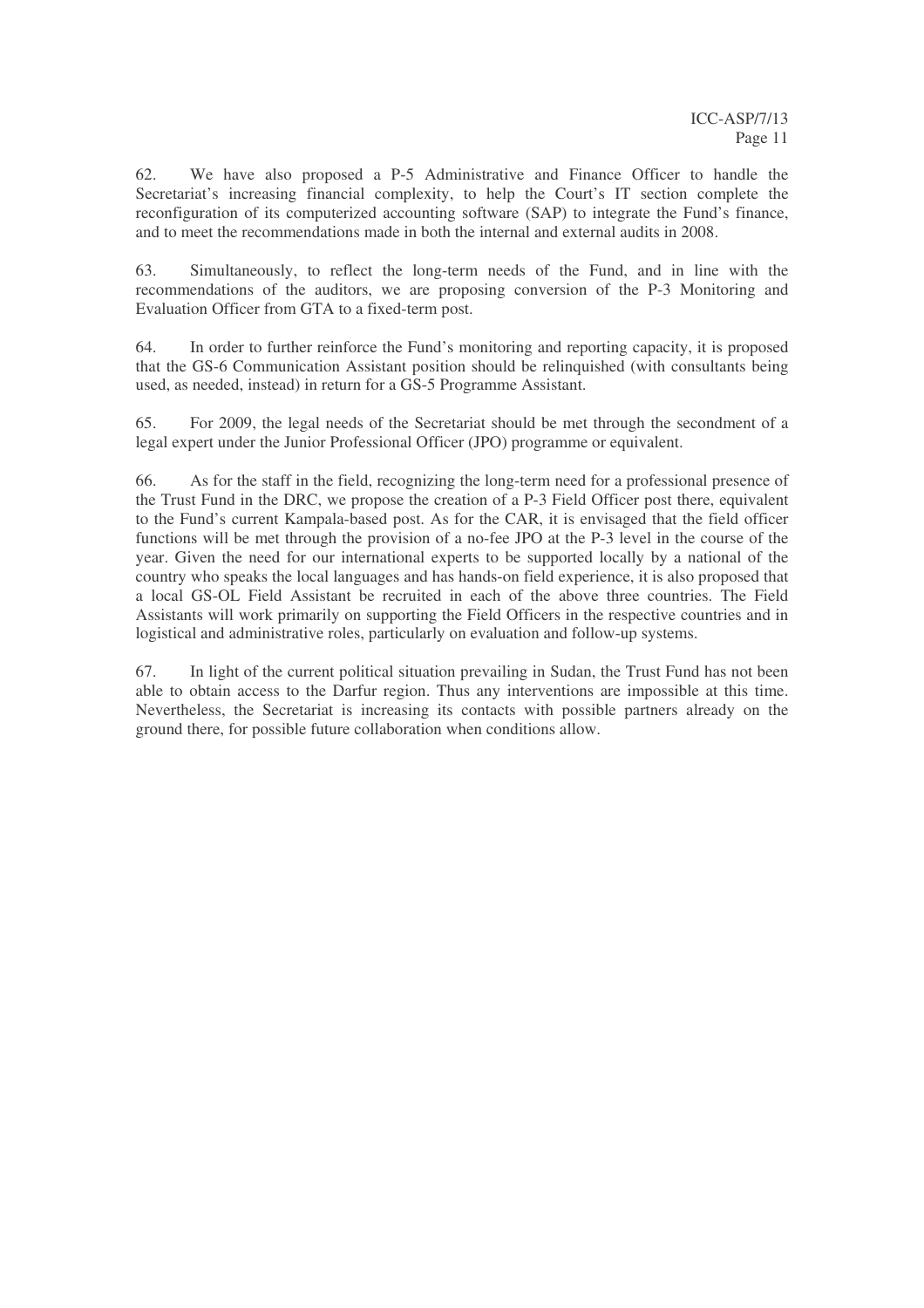62. We have also proposed a P-5 Administrative and Finance Officer to handle the Secretariat's increasing financial complexity, to help the Court's IT section complete the reconfiguration of its computerized accounting software (SAP) to integrate the Fund's finance, and to meet the recommendations made in both the internal and external audits in 2008.

63. Simultaneously, to reflect the long-term needs of the Fund, and in line with the recommendations of the auditors, we are proposing conversion of the P-3 Monitoring and Evaluation Officer from GTA to a fixed-term post.

64. In order to further reinforce the Fund's monitoring and reporting capacity, it is proposed that the GS-6 Communication Assistant position should be relinquished (with consultants being used, as needed, instead) in return for a GS-5 Programme Assistant.

65. For 2009, the legal needs of the Secretariat should be met through the secondment of a legal expert under the Junior Professional Officer (JPO) programme or equivalent.

66. As for the staff in the field, recognizing the long-term need for a professional presence of the Trust Fund in the DRC, we propose the creation of a P-3 Field Officer post there, equivalent to the Fund's current Kampala-based post. As for the CAR, it is envisaged that the field officer functions will be met through the provision of a no-fee JPO at the P-3 level in the course of the year. Given the need for our international experts to be supported locally by a national of the country who speaks the local languages and has hands-on field experience, it is also proposed that a local GS-OL Field Assistant be recruited in each of the above three countries. The Field Assistants will work primarily on supporting the Field Officers in the respective countries and in logistical and administrative roles, particularly on evaluation and follow-up systems.

67. In light of the current political situation prevailing in Sudan, the Trust Fund has not been able to obtain access to the Darfur region. Thus any interventions are impossible at this time. Nevertheless, the Secretariat is increasing its contacts with possible partners already on the ground there, for possible future collaboration when conditions allow.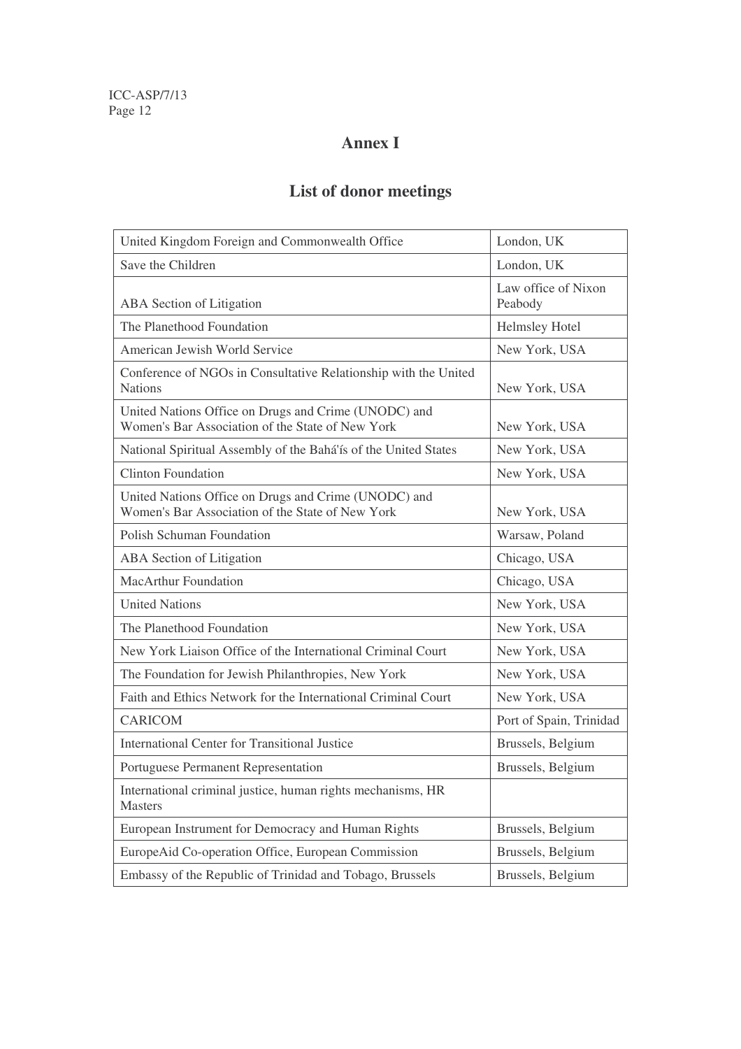# Annex I

## List of donor meetings

| | |
|---|---|
| United Kingdom Foreign and Commonwealth Office | London, UK |
| Save the Children | London, UK |
| ABA Section of Litigation | Law office of Nixon Peabody |
| The Planethood Foundation | Helmsley Hotel |
| American Jewish World Service | New York, USA |
| Conference of NGOs in Consultative Relationship with the United Nations | New York, USA |
| United Nations Office on Drugs and Crime (UNODC) and Women's Bar Association of the State of New York | New York, USA |
| National Spiritual Assembly of the Bahá'ís of the United States | New York, USA |
| Clinton Foundation | New York, USA |
| United Nations Office on Drugs and Crime (UNODC) and Women's Bar Association of the State of New York | New York, USA |
| Polish Schuman Foundation | Warsaw, Poland |
| ABA Section of Litigation | Chicago, USA |
| MacArthur Foundation | Chicago, USA |
| United Nations | New York, USA |
| The Planethood Foundation | New York, USA |
| New York Liaison Office of the International Criminal Court | New York, USA |
| The Foundation for Jewish Philanthropies, New York | New York, USA |
| Faith and Ethics Network for the International Criminal Court | New York, USA |
| CARICOM | Port of Spain, Trinidad |
| International Center for Transitional Justice | Brussels, Belgium |
| Portuguese Permanent Representation | Brussels, Belgium |
| International criminal justice, human rights mechanisms, HR Masters | |
| European Instrument for Democracy and Human Rights | Brussels, Belgium |
| EuropeAid Co-operation Office, European Commission | Brussels, Belgium |
| Embassy of the Republic of Trinidad and Tobago, Brussels | Brussels, Belgium |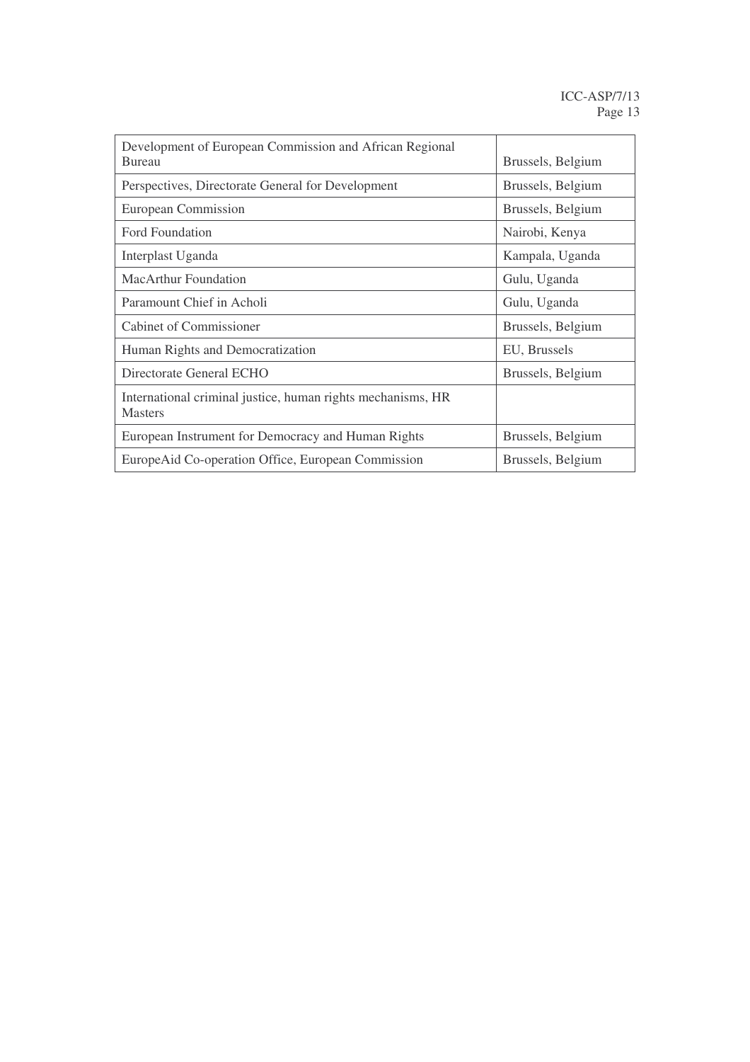| | |
|---|---|
| Development of European Commission and African Regional Bureau | Brussels, Belgium |
| Perspectives, Directorate General for Development | Brussels, Belgium |
| European Commission | Brussels, Belgium |
| Ford Foundation | Nairobi, Kenya |
| Interplast Uganda | Kampala, Uganda |
| MacArthur Foundation | Gulu, Uganda |
| Paramount Chief in Acholi | Gulu, Uganda |
| Cabinet of Commissioner | Brussels, Belgium |
| Human Rights and Democratization | EU, Brussels |
| Directorate General ECHO | Brussels, Belgium |
| International criminal justice, human rights mechanisms, HR Masters | |
| European Instrument for Democracy and Human Rights | Brussels, Belgium |
| EuropeAid Co-operation Office, European Commission | Brussels, Belgium |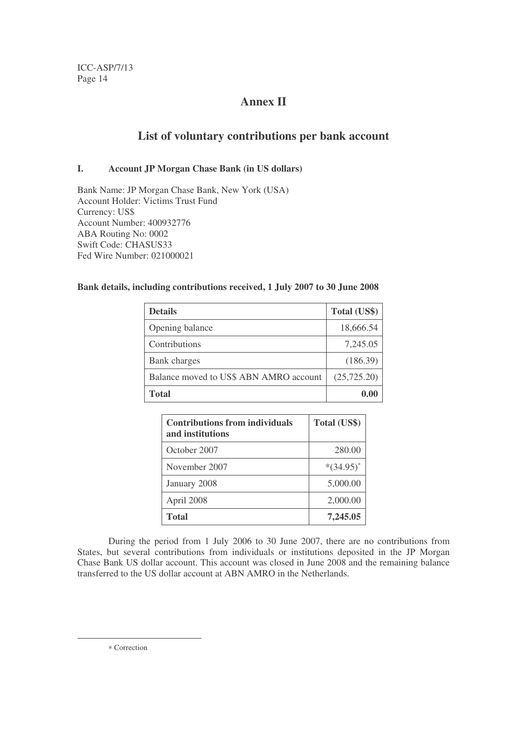# Annex II

## List of voluntary contributions per bank account

### I. Account JP Morgan Chase Bank (in US dollars)

Bank Name: JP Morgan Chase Bank, New York (USA)
Account Holder: Victims Trust Fund
Currency: US$
Account Number: 400932776
ABA Routing No: 0002
Swift Code: CHASUS33
Fed Wire Number: 021000021

**Bank details, including contributions received, 1 July 2007 to 30 June 2008**

| Details | Total (US$) |
|---|---|
| Opening balance | 18,666.54 |
| Contributions | 7,245.05 |
| Bank charges | (186.39) |
| Balance moved to US$ ABN AMRO account | (25,725.20) |
| **Total** | **0.00** |

| Contributions from individuals and institutions | Total (US$) |
|---|---|
| October 2007 | 280.00 |
| November 2007 | *(34.95)* |
| January 2008 | 5,000.00 |
| April 2008 | 2,000.00 |
| **Total** | **7,245.05** |

During the period from 1 July 2006 to 30 June 2007, there are no contributions from States, but several contributions from individuals or institutions deposited in the JP Morgan Chase Bank US dollar account. This account was closed in June 2008 and the remaining balance transferred to the US dollar account at ABN AMRO in the Netherlands.

* Correction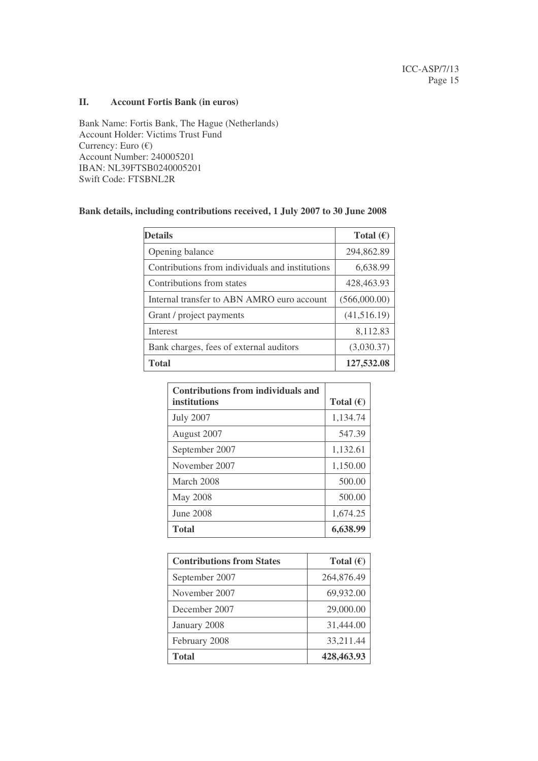## II. Account Fortis Bank (in euros)

Bank Name: Fortis Bank, The Hague (Netherlands)
Account Holder: Victims Trust Fund
Currency: Euro (€)
Account Number: 240005201
IBAN: NL39FTSB0240005201
Swift Code: FTSBNL2R

**Bank details, including contributions received, 1 July 2007 to 30 June 2008**

| Details | Total (€) |
|---|---:|
| Opening balance | 294,862.89 |
| Contributions from individuals and institutions | 6,638.99 |
| Contributions from states | 428,463.93 |
| Internal transfer to ABN AMRO euro account | (566,000.00) |
| Grant / project payments | (41,516.19) |
| Interest | 8,112.83 |
| Bank charges, fees of external auditors | (3,030.37) |
| **Total** | **127,532.08** |

| Contributions from individuals and institutions | Total (€) |
|---|---:|
| July 2007 | 1,134.74 |
| August 2007 | 547.39 |
| September 2007 | 1,132.61 |
| November 2007 | 1,150.00 |
| March 2008 | 500.00 |
| May 2008 | 500.00 |
| June 2008 | 1,674.25 |
| **Total** | **6,638.99** |

| Contributions from States | Total (€) |
|---|---:|
| September 2007 | 264,876.49 |
| November 2007 | 69,932.00 |
| December 2007 | 29,000.00 |
| January 2008 | 31,444.00 |
| February 2008 | 33,211.44 |
| **Total** | **428,463.93** |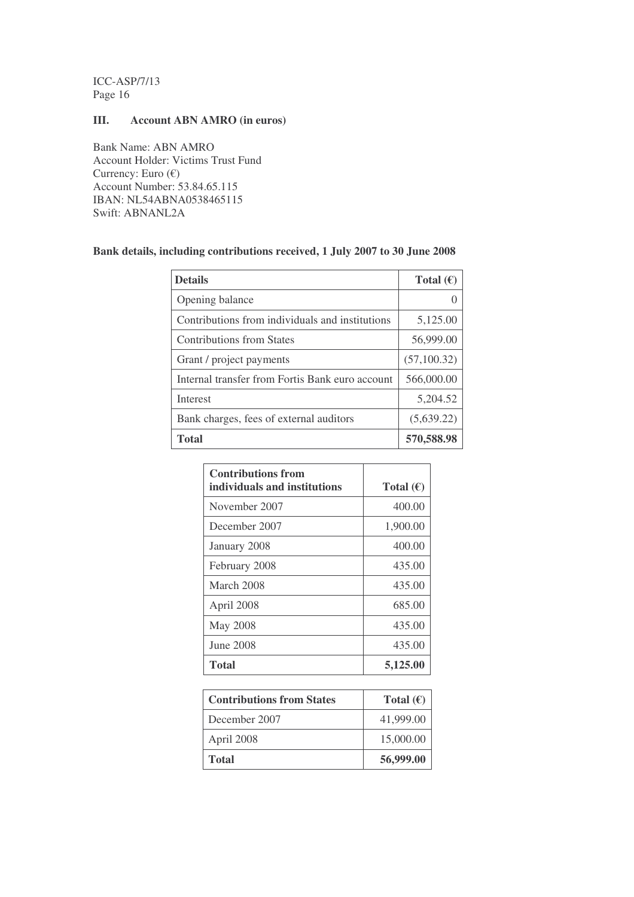## III. Account ABN AMRO (in euros)

Bank Name: ABN AMRO
Account Holder: Victims Trust Fund
Currency: Euro (€)
Account Number: 53.84.65.115
IBAN: NL54ABNA0538465115
Swift: ABNANL2A

**Bank details, including contributions received, 1 July 2007 to 30 June 2008**

| **Details** | **Total (€)** |
|---|---:|
| Opening balance | 0 |
| Contributions from individuals and institutions | 5,125.00 |
| Contributions from States | 56,999.00 |
| Grant / project payments | (57,100.32) |
| Internal transfer from Fortis Bank euro account | 566,000.00 |
| Interest | 5,204.52 |
| Bank charges, fees of external auditors | (5,639.22) |
| **Total** | **570,588.98** |

| **Contributions from individuals and institutions** | **Total (€)** |
|---|---:|
| November 2007 | 400.00 |
| December 2007 | 1,900.00 |
| January 2008 | 400.00 |
| February 2008 | 435.00 |
| March 2008 | 435.00 |
| April 2008 | 685.00 |
| May 2008 | 435.00 |
| June 2008 | 435.00 |
| **Total** | **5,125.00** |

| **Contributions from States** | **Total (€)** |
|---|---:|
| December 2007 | 41,999.00 |
| April 2008 | 15,000.00 |
| **Total** | **56,999.00** |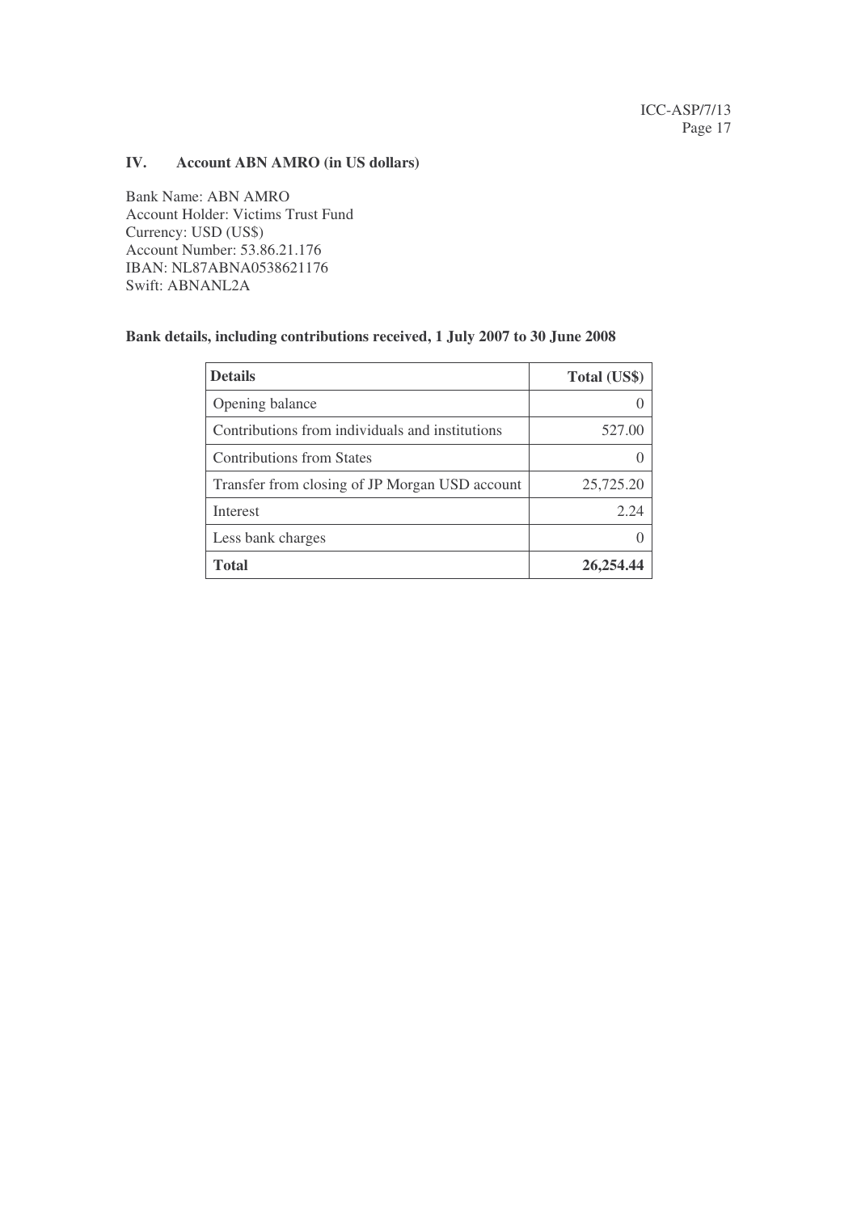## IV. Account ABN AMRO (in US dollars)

Bank Name: ABN AMRO
Account Holder: Victims Trust Fund
Currency: USD (US$)
Account Number: 53.86.21.176
IBAN: NL87ABNA0538621176
Swift: ABNANL2A

**Bank details, including contributions received, 1 July 2007 to 30 June 2008**

| Details | Total (US$) |
|---|---:|
| Opening balance | 0 |
| Contributions from individuals and institutions | 527.00 |
| Contributions from States | 0 |
| Transfer from closing of JP Morgan USD account | 25,725.20 |
| Interest | 2.24 |
| Less bank charges | 0 |
| **Total** | **26,254.44** |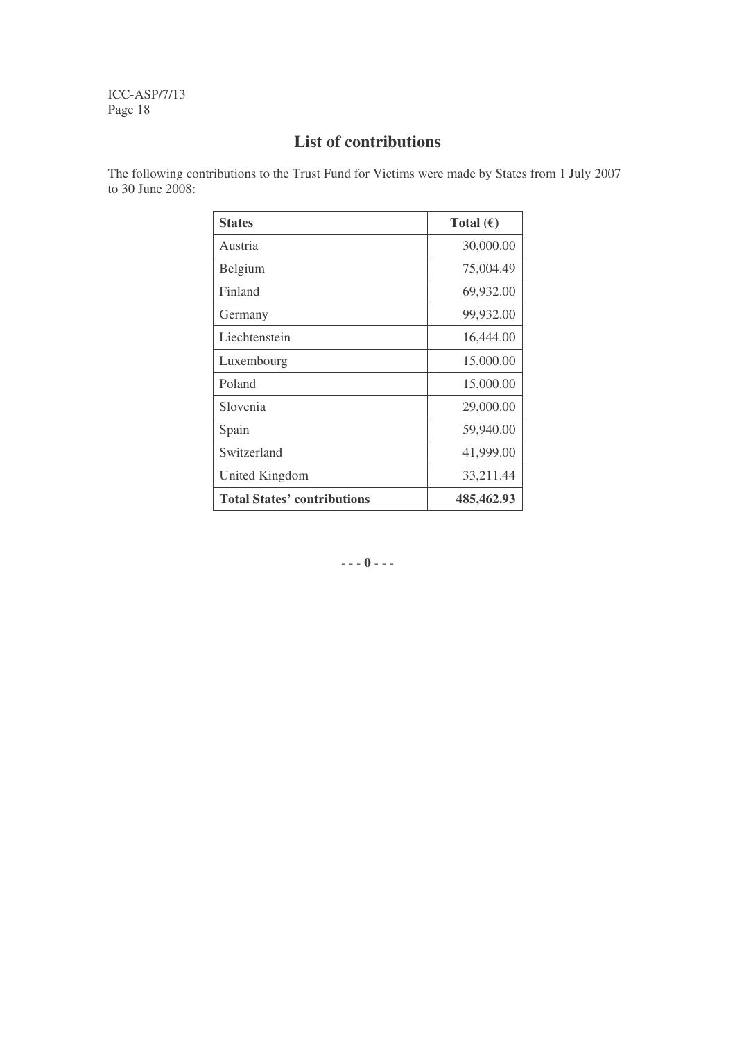# List of contributions

The following contributions to the Trust Fund for Victims were made by States from 1 July 2007 to 30 June 2008:

| States | Total (€) |
|---|---|
| Austria | 30,000.00 |
| Belgium | 75,004.49 |
| Finland | 69,932.00 |
| Germany | 99,932.00 |
| Liechtenstein | 16,444.00 |
| Luxembourg | 15,000.00 |
| Poland | 15,000.00 |
| Slovenia | 29,000.00 |
| Spain | 59,940.00 |
| Switzerland | 41,999.00 |
| United Kingdom | 33,211.44 |
| **Total States' contributions** | **485,462.93** |

**- - - 0 - - -**